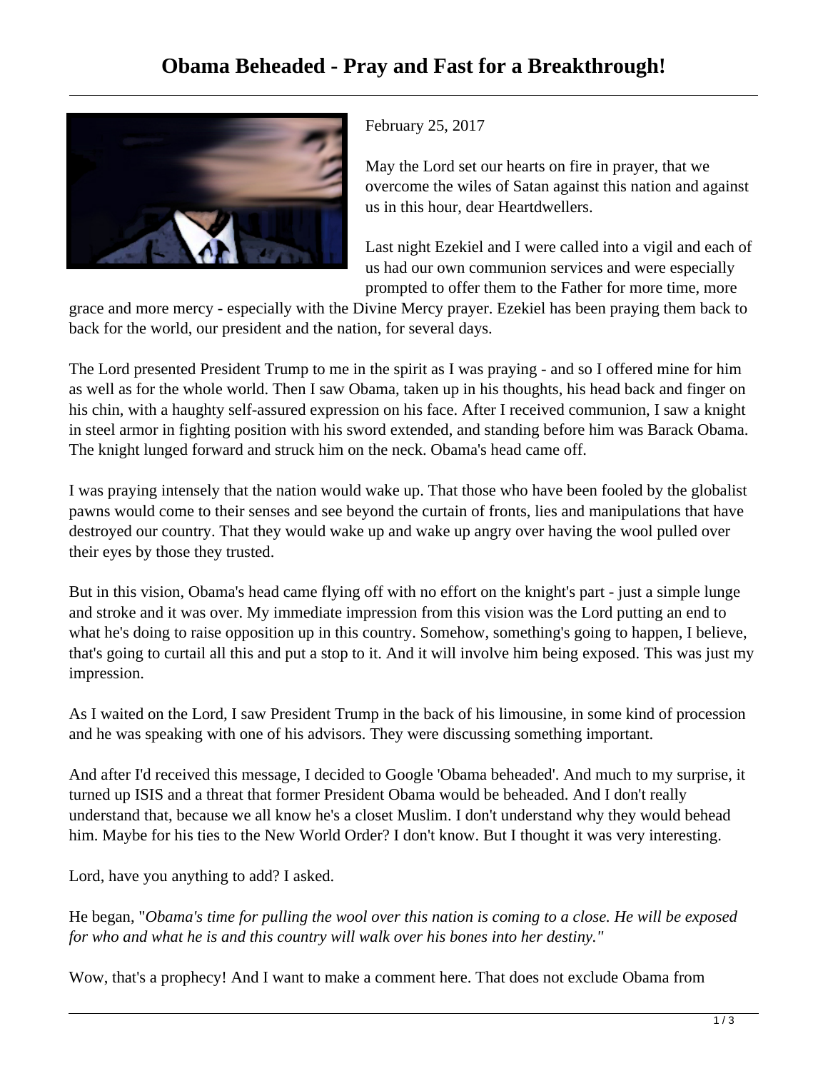# Obama Beheaded - Pray and Fast for a Breakthrough!

February 25, 2017

May the Lord set our hearts on fire in prayer, that we overcome the wiles of Satan against this nation and against us in this hour, dear Heartdwellers.

Last night Ezekiel and I were called into a vigil and each of us had our own communion services and were especially prompted to offer them to the Father for more time, more grace and more mercy - especially with the Divine Mercy prayer. Ezekiel has been praying them back to back for the world, our president and the nation, for several days.

The Lord presented President Trump to me in the spirit as I was praying - and so I offered mine for him as well as for the whole world. Then I saw Obama, taken up in his thoughts, his head back and finger on his chin, with a haughty self-assured expression on his face. After I received communion, I saw a knight in steel armor in fighting position with his sword extended, and standing before him was Barack Obama. The knight lunged forward and struck him on the neck. Obama's head came off.

I was praying intensely that the nation would wake up. That those who have been fooled by the globalist pawns would come to their senses and see beyond the curtain of fronts, lies and manipulations that have destroyed our country. That they would wake up and wake up angry over having the wool pulled over their eyes by those they trusted.

But in this vision, Obama's head came flying off with no effort on the knight's part - just a simple lunge and stroke and it was over. My immediate impression from this vision was the Lord putting an end to what he's doing to raise opposition up in this country. Somehow, something's going to happen, I believe, that's going to curtail all this and put a stop to it. And it will involve him being exposed. This was just my impression.

As I waited on the Lord, I saw President Trump in the back of his limousine, in some kind of procession and he was speaking with one of his advisors. They were discussing something important.

And after I'd received this message, I decided to Google 'Obama beheaded'. And much to my surprise, it turned up ISIS and a threat that former President Obama would be beheaded. And I don't really understand that, because we all know he's a closet Muslim. I don't understand why they would behead him. Maybe for his ties to the New World Order? I don't know. But I thought it was very interesting.

Lord, have you anything to add? I asked.

He began, "*Obama's time for pulling the wool over this nation is coming to a close. He will be exposed for who and what he is and this country will walk over his bones into her destiny.*"

Wow, that's a prophecy! And I want to make a comment here. That does not exclude Obama from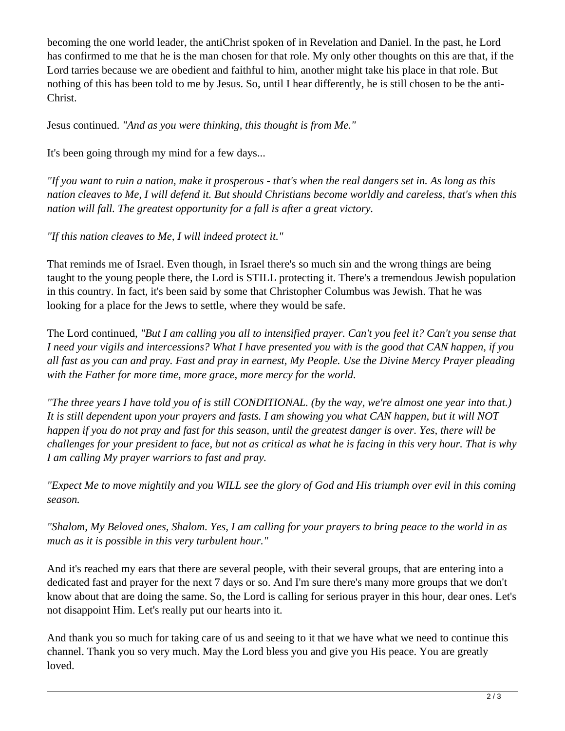becoming the one world leader, the antiChrist spoken of in Revelation and Daniel. In the past, he Lord has confirmed to me that he is the man chosen for that role. My only other thoughts on this are that, if the Lord tarries because we are obedient and faithful to him, another might take his place in that role. But nothing of this has been told to me by Jesus. So, until I hear differently, he is still chosen to be the anti-Christ.

Jesus continued. *"And as you were thinking, this thought is from Me."*

It's been going through my mind for a few days...

*"If you want to ruin a nation, make it prosperous - that's when the real dangers set in. As long as this nation cleaves to Me, I will defend it. But should Christians become worldly and careless, that's when this nation will fall. The greatest opportunity for a fall is after a great victory.*

*"If this nation cleaves to Me, I will indeed protect it."*

That reminds me of Israel. Even though, in Israel there's so much sin and the wrong things are being taught to the young people there, the Lord is STILL protecting it. There's a tremendous Jewish population in this country. In fact, it's been said by some that Christopher Columbus was Jewish. That he was looking for a place for the Jews to settle, where they would be safe.

The Lord continued, *"But I am calling you all to intensified prayer. Can't you feel it? Can't you sense that I need your vigils and intercessions? What I have presented you with is the good that CAN happen, if you all fast as you can and pray. Fast and pray in earnest, My People. Use the Divine Mercy Prayer pleading with the Father for more time, more grace, more mercy for the world.*

*"The three years I have told you of is still CONDITIONAL. (by the way, we're almost one year into that.) It is still dependent upon your prayers and fasts. I am showing you what CAN happen, but it will NOT happen if you do not pray and fast for this season, until the greatest danger is over. Yes, there will be challenges for your president to face, but not as critical as what he is facing in this very hour. That is why I am calling My prayer warriors to fast and pray.*

*"Expect Me to move mightily and you WILL see the glory of God and His triumph over evil in this coming season.*

*"Shalom, My Beloved ones, Shalom. Yes, I am calling for your prayers to bring peace to the world in as much as it is possible in this very turbulent hour."*

And it's reached my ears that there are several people, with their several groups, that are entering into a dedicated fast and prayer for the next 7 days or so. And I'm sure there's many more groups that we don't know about that are doing the same. So, the Lord is calling for serious prayer in this hour, dear ones. Let's not disappoint Him. Let's really put our hearts into it.

And thank you so much for taking care of us and seeing to it that we have what we need to continue this channel. Thank you so very much. May the Lord bless you and give you His peace. You are greatly loved.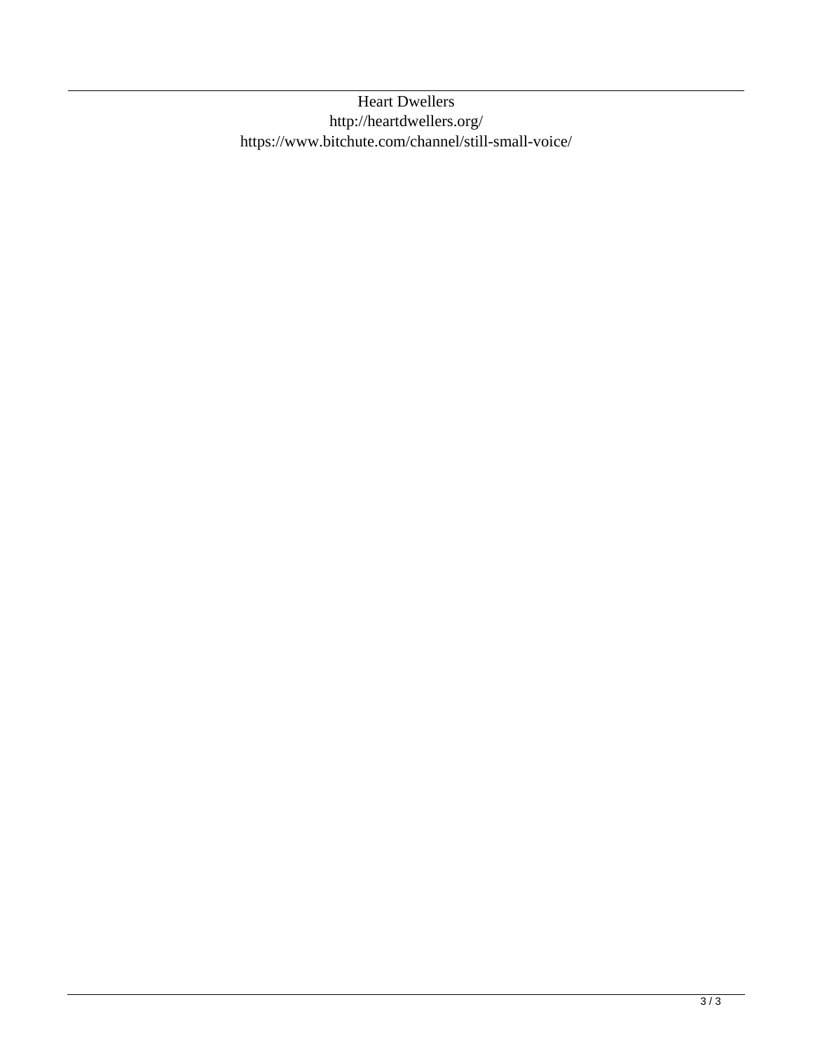Heart Dwellers
http://heartdwellers.org/
https://www.bitchute.com/channel/still-small-voice/